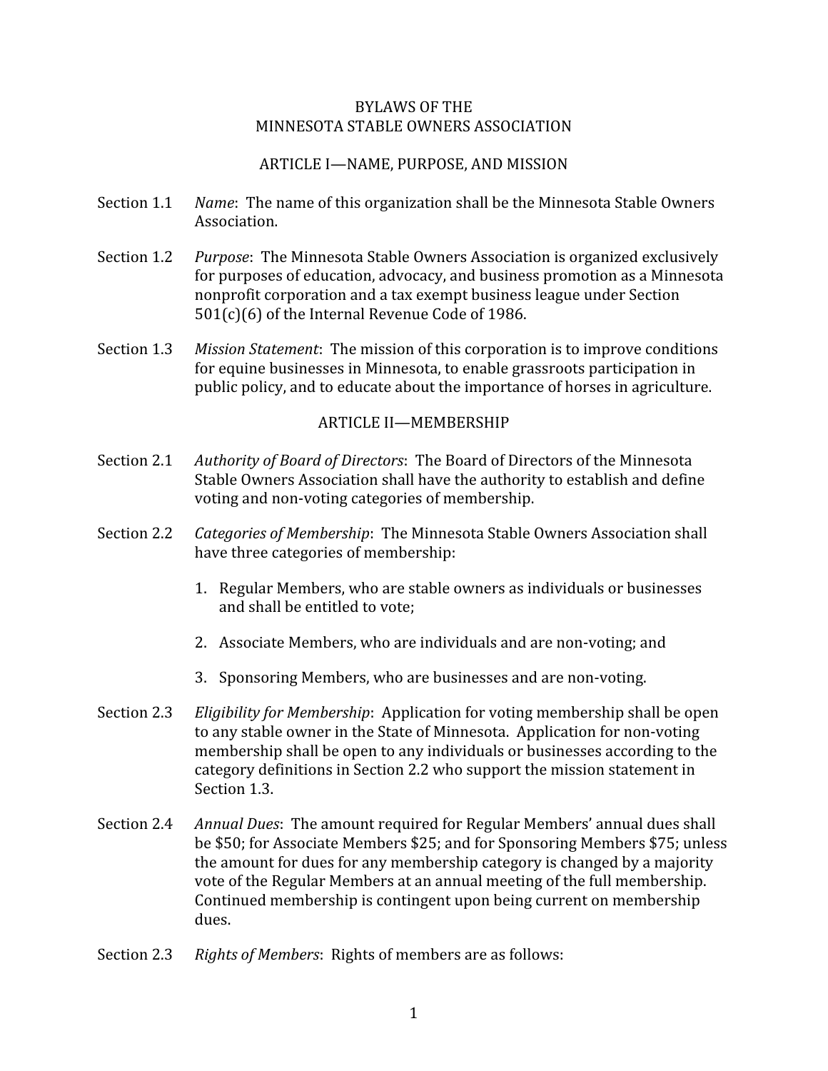# BYLAWS OF THE MINNESOTA STABLE OWNERS ASSOCIATION

## ARTICLE I—NAME, PURPOSE, AND MISSION

Section 1.1 *Name*: The name of this organization shall be the Minnesota Stable Owners Association.

Section 1.2 *Purpose*: The Minnesota Stable Owners Association is organized exclusively for purposes of education, advocacy, and business promotion as a Minnesota nonprofit corporation and a tax exempt business league under Section 501(c)(6) of the Internal Revenue Code of 1986.

Section 1.3 *Mission Statement*: The mission of this corporation is to improve conditions for equine businesses in Minnesota, to enable grassroots participation in public policy, and to educate about the importance of horses in agriculture.

## ARTICLE II—MEMBERSHIP

Section 2.1 *Authority of Board of Directors*: The Board of Directors of the Minnesota Stable Owners Association shall have the authority to establish and define voting and non-voting categories of membership.

Section 2.2 *Categories of Membership*: The Minnesota Stable Owners Association shall have three categories of membership:

1. Regular Members, who are stable owners as individuals or businesses and shall be entitled to vote;
2. Associate Members, who are individuals and are non-voting; and
3. Sponsoring Members, who are businesses and are non-voting.

Section 2.3 *Eligibility for Membership*: Application for voting membership shall be open to any stable owner in the State of Minnesota. Application for non-voting membership shall be open to any individuals or businesses according to the category definitions in Section 2.2 who support the mission statement in Section 1.3.

Section 2.4 *Annual Dues*: The amount required for Regular Members' annual dues shall be $50; for Associate Members $25; and for Sponsoring Members $75; unless the amount for dues for any membership category is changed by a majority vote of the Regular Members at an annual meeting of the full membership. Continued membership is contingent upon being current on membership dues.

Section 2.3 *Rights of Members*: Rights of members are as follows: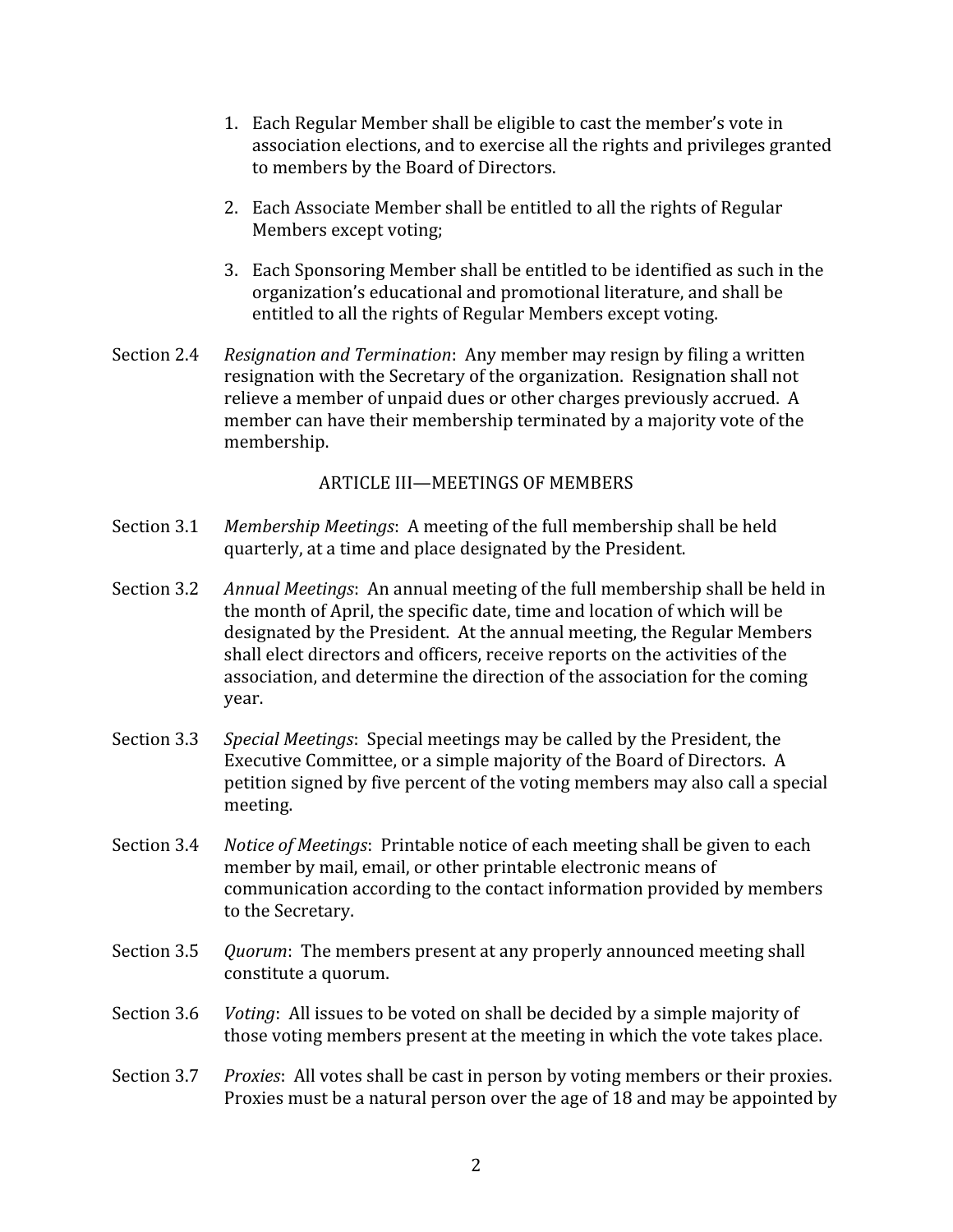1. Each Regular Member shall be eligible to cast the member's vote in association elections, and to exercise all the rights and privileges granted to members by the Board of Directors.

2. Each Associate Member shall be entitled to all the rights of Regular Members except voting;

3. Each Sponsoring Member shall be entitled to be identified as such in the organization's educational and promotional literature, and shall be entitled to all the rights of Regular Members except voting.

Section 2.4 *Resignation and Termination*: Any member may resign by filing a written resignation with the Secretary of the organization. Resignation shall not relieve a member of unpaid dues or other charges previously accrued. A member can have their membership terminated by a majority vote of the membership.

## ARTICLE III—MEETINGS OF MEMBERS

Section 3.1 *Membership Meetings*: A meeting of the full membership shall be held quarterly, at a time and place designated by the President.

Section 3.2 *Annual Meetings*: An annual meeting of the full membership shall be held in the month of April, the specific date, time and location of which will be designated by the President. At the annual meeting, the Regular Members shall elect directors and officers, receive reports on the activities of the association, and determine the direction of the association for the coming year.

Section 3.3 *Special Meetings*: Special meetings may be called by the President, the Executive Committee, or a simple majority of the Board of Directors. A petition signed by five percent of the voting members may also call a special meeting.

Section 3.4 *Notice of Meetings*: Printable notice of each meeting shall be given to each member by mail, email, or other printable electronic means of communication according to the contact information provided by members to the Secretary.

Section 3.5 *Quorum*: The members present at any properly announced meeting shall constitute a quorum.

Section 3.6 *Voting*: All issues to be voted on shall be decided by a simple majority of those voting members present at the meeting in which the vote takes place.

Section 3.7 *Proxies*: All votes shall be cast in person by voting members or their proxies. Proxies must be a natural person over the age of 18 and may be appointed by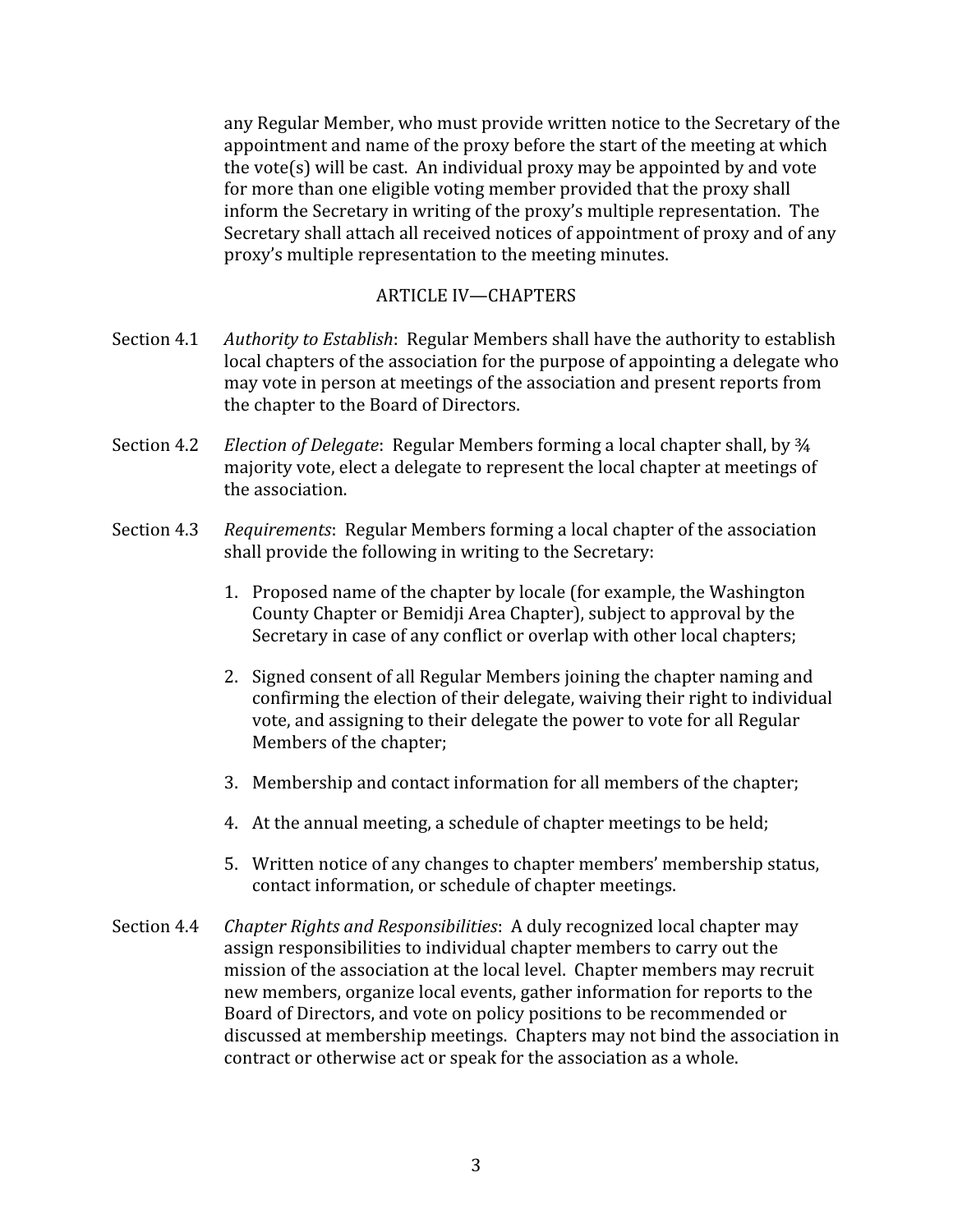any Regular Member, who must provide written notice to the Secretary of the appointment and name of the proxy before the start of the meeting at which the vote(s) will be cast. An individual proxy may be appointed by and vote for more than one eligible voting member provided that the proxy shall inform the Secretary in writing of the proxy's multiple representation. The Secretary shall attach all received notices of appointment of proxy and of any proxy's multiple representation to the meeting minutes.

## ARTICLE IV—CHAPTERS

Section 4.1 *Authority to Establish*: Regular Members shall have the authority to establish local chapters of the association for the purpose of appointing a delegate who may vote in person at meetings of the association and present reports from the chapter to the Board of Directors.

Section 4.2 *Election of Delegate*: Regular Members forming a local chapter shall, by ¾ majority vote, elect a delegate to represent the local chapter at meetings of the association.

Section 4.3 *Requirements*: Regular Members forming a local chapter of the association shall provide the following in writing to the Secretary:

1. Proposed name of the chapter by locale (for example, the Washington County Chapter or Bemidji Area Chapter), subject to approval by the Secretary in case of any conflict or overlap with other local chapters;

2. Signed consent of all Regular Members joining the chapter naming and confirming the election of their delegate, waiving their right to individual vote, and assigning to their delegate the power to vote for all Regular Members of the chapter;

3. Membership and contact information for all members of the chapter;

4. At the annual meeting, a schedule of chapter meetings to be held;

5. Written notice of any changes to chapter members' membership status, contact information, or schedule of chapter meetings.

Section 4.4 *Chapter Rights and Responsibilities*: A duly recognized local chapter may assign responsibilities to individual chapter members to carry out the mission of the association at the local level. Chapter members may recruit new members, organize local events, gather information for reports to the Board of Directors, and vote on policy positions to be recommended or discussed at membership meetings. Chapters may not bind the association in contract or otherwise act or speak for the association as a whole.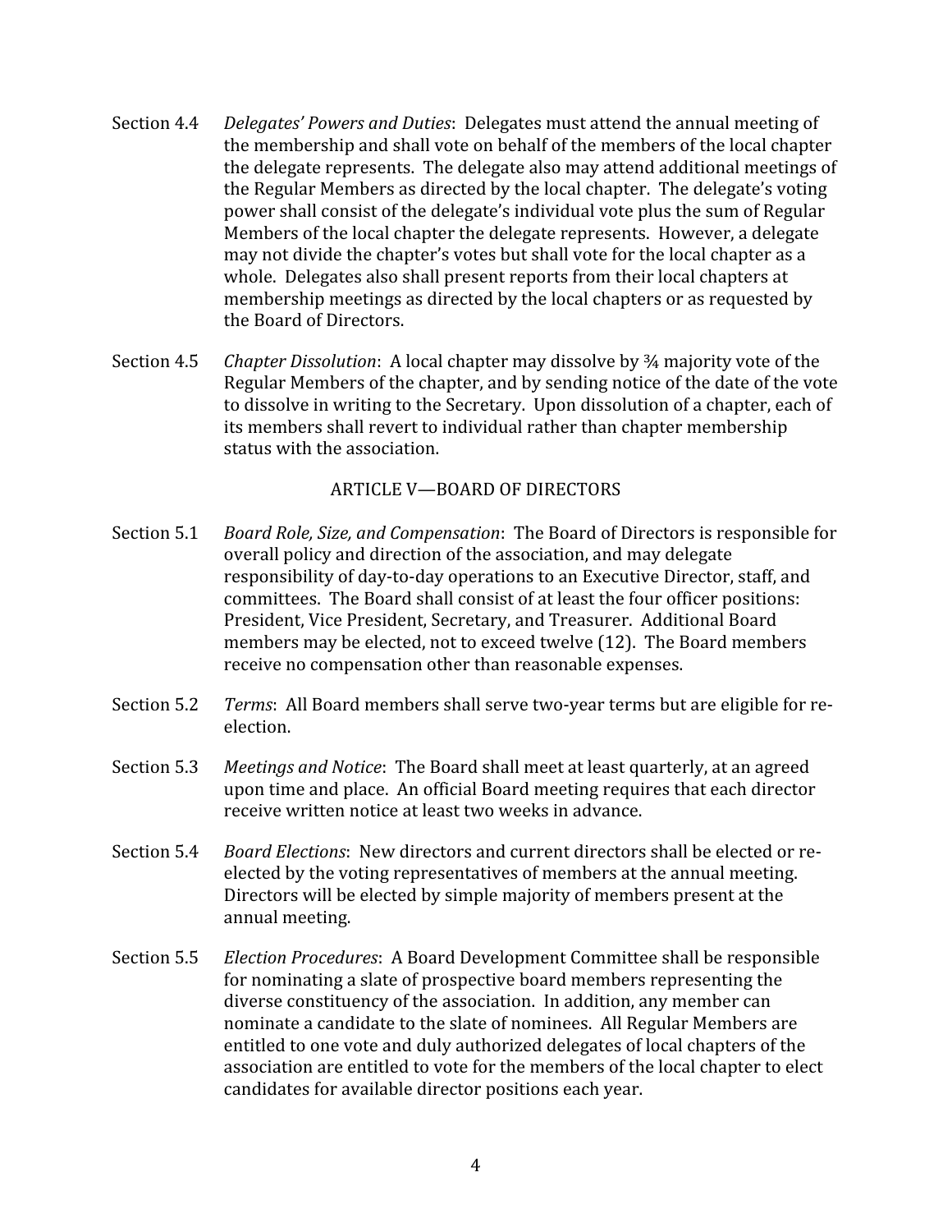Section 4.4 *Delegates' Powers and Duties*: Delegates must attend the annual meeting of the membership and shall vote on behalf of the members of the local chapter the delegate represents. The delegate also may attend additional meetings of the Regular Members as directed by the local chapter. The delegate's voting power shall consist of the delegate's individual vote plus the sum of Regular Members of the local chapter the delegate represents. However, a delegate may not divide the chapter's votes but shall vote for the local chapter as a whole. Delegates also shall present reports from their local chapters at membership meetings as directed by the local chapters or as requested by the Board of Directors.

Section 4.5 *Chapter Dissolution*: A local chapter may dissolve by ¾ majority vote of the Regular Members of the chapter, and by sending notice of the date of the vote to dissolve in writing to the Secretary. Upon dissolution of a chapter, each of its members shall revert to individual rather than chapter membership status with the association.

## ARTICLE V—BOARD OF DIRECTORS

Section 5.1 *Board Role, Size, and Compensation*: The Board of Directors is responsible for overall policy and direction of the association, and may delegate responsibility of day-to-day operations to an Executive Director, staff, and committees. The Board shall consist of at least the four officer positions: President, Vice President, Secretary, and Treasurer. Additional Board members may be elected, not to exceed twelve (12). The Board members receive no compensation other than reasonable expenses.

Section 5.2 *Terms*: All Board members shall serve two-year terms but are eligible for re-election.

Section 5.3 *Meetings and Notice*: The Board shall meet at least quarterly, at an agreed upon time and place. An official Board meeting requires that each director receive written notice at least two weeks in advance.

Section 5.4 *Board Elections*: New directors and current directors shall be elected or re-elected by the voting representatives of members at the annual meeting. Directors will be elected by simple majority of members present at the annual meeting.

Section 5.5 *Election Procedures*: A Board Development Committee shall be responsible for nominating a slate of prospective board members representing the diverse constituency of the association. In addition, any member can nominate a candidate to the slate of nominees. All Regular Members are entitled to one vote and duly authorized delegates of local chapters of the association are entitled to vote for the members of the local chapter to elect candidates for available director positions each year.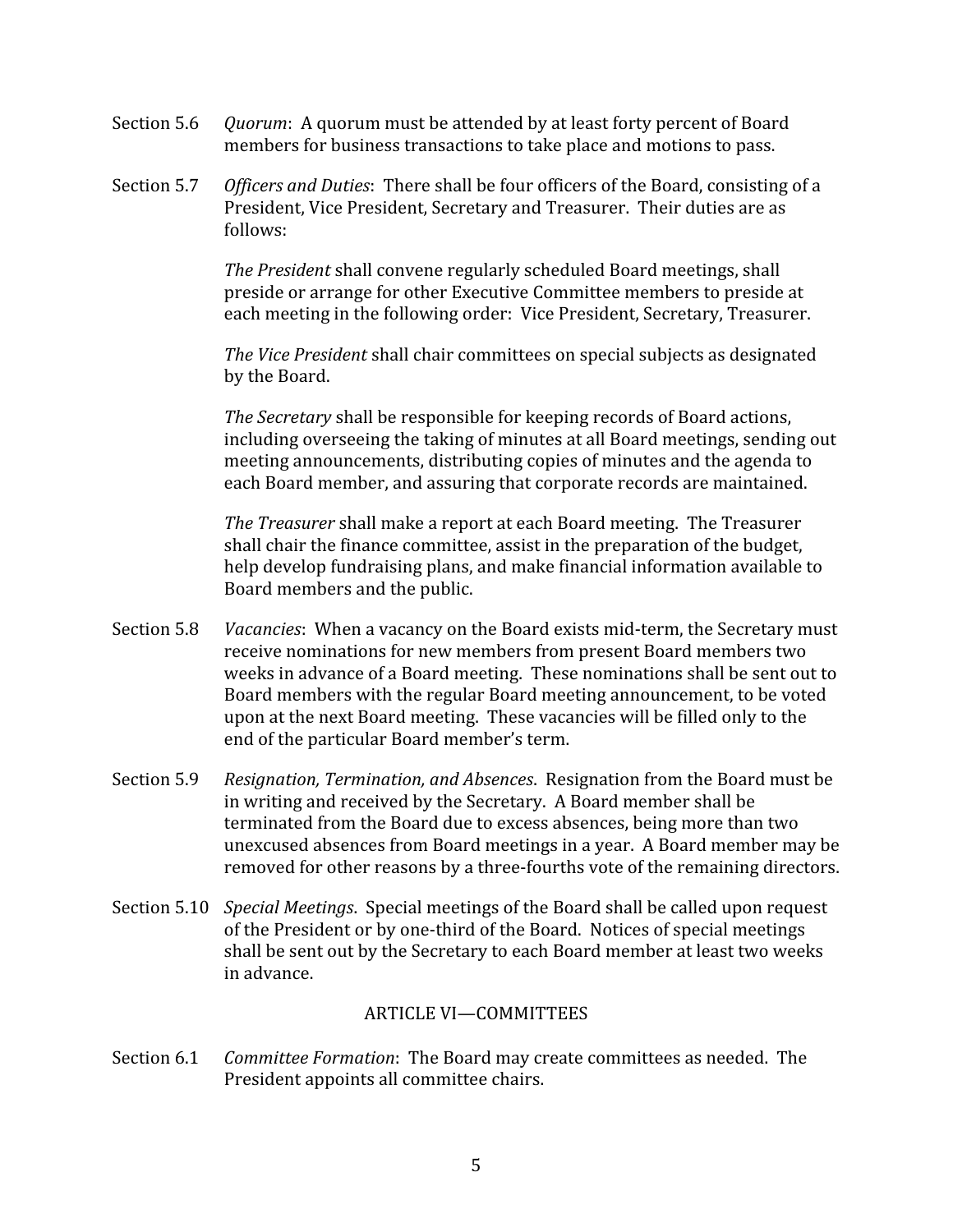Section 5.6 *Quorum*: A quorum must be attended by at least forty percent of Board members for business transactions to take place and motions to pass.

Section 5.7 *Officers and Duties*: There shall be four officers of the Board, consisting of a President, Vice President, Secretary and Treasurer. Their duties are as follows:

*The President* shall convene regularly scheduled Board meetings, shall preside or arrange for other Executive Committee members to preside at each meeting in the following order: Vice President, Secretary, Treasurer.

*The Vice President* shall chair committees on special subjects as designated by the Board.

*The Secretary* shall be responsible for keeping records of Board actions, including overseeing the taking of minutes at all Board meetings, sending out meeting announcements, distributing copies of minutes and the agenda to each Board member, and assuring that corporate records are maintained.

*The Treasurer* shall make a report at each Board meeting. The Treasurer shall chair the finance committee, assist in the preparation of the budget, help develop fundraising plans, and make financial information available to Board members and the public.

Section 5.8 *Vacancies*: When a vacancy on the Board exists mid-term, the Secretary must receive nominations for new members from present Board members two weeks in advance of a Board meeting. These nominations shall be sent out to Board members with the regular Board meeting announcement, to be voted upon at the next Board meeting. These vacancies will be filled only to the end of the particular Board member's term.

Section 5.9 *Resignation, Termination, and Absences*. Resignation from the Board must be in writing and received by the Secretary. A Board member shall be terminated from the Board due to excess absences, being more than two unexcused absences from Board meetings in a year. A Board member may be removed for other reasons by a three-fourths vote of the remaining directors.

Section 5.10 *Special Meetings*. Special meetings of the Board shall be called upon request of the President or by one-third of the Board. Notices of special meetings shall be sent out by the Secretary to each Board member at least two weeks in advance.

## ARTICLE VI—COMMITTEES

Section 6.1 *Committee Formation*: The Board may create committees as needed. The President appoints all committee chairs.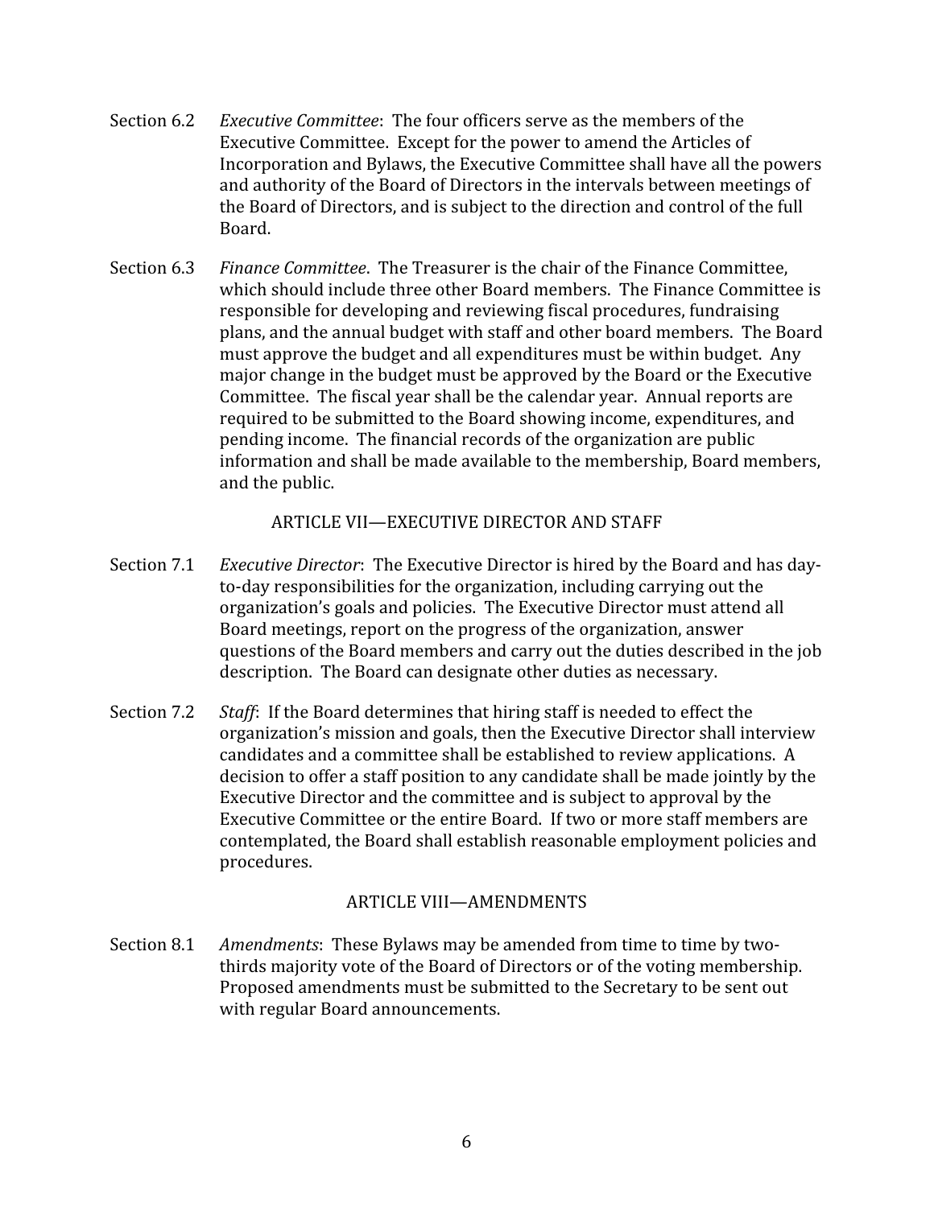Section 6.2 *Executive Committee*: The four officers serve as the members of the Executive Committee. Except for the power to amend the Articles of Incorporation and Bylaws, the Executive Committee shall have all the powers and authority of the Board of Directors in the intervals between meetings of the Board of Directors, and is subject to the direction and control of the full Board.

Section 6.3 *Finance Committee*. The Treasurer is the chair of the Finance Committee, which should include three other Board members. The Finance Committee is responsible for developing and reviewing fiscal procedures, fundraising plans, and the annual budget with staff and other board members. The Board must approve the budget and all expenditures must be within budget. Any major change in the budget must be approved by the Board or the Executive Committee. The fiscal year shall be the calendar year. Annual reports are required to be submitted to the Board showing income, expenditures, and pending income. The financial records of the organization are public information and shall be made available to the membership, Board members, and the public.

## ARTICLE VII—EXECUTIVE DIRECTOR AND STAFF

Section 7.1 *Executive Director*: The Executive Director is hired by the Board and has day-to-day responsibilities for the organization, including carrying out the organization's goals and policies. The Executive Director must attend all Board meetings, report on the progress of the organization, answer questions of the Board members and carry out the duties described in the job description. The Board can designate other duties as necessary.

Section 7.2 *Staff*: If the Board determines that hiring staff is needed to effect the organization's mission and goals, then the Executive Director shall interview candidates and a committee shall be established to review applications. A decision to offer a staff position to any candidate shall be made jointly by the Executive Director and the committee and is subject to approval by the Executive Committee or the entire Board. If two or more staff members are contemplated, the Board shall establish reasonable employment policies and procedures.

## ARTICLE VIII—AMENDMENTS

Section 8.1 *Amendments*: These Bylaws may be amended from time to time by two-thirds majority vote of the Board of Directors or of the voting membership. Proposed amendments must be submitted to the Secretary to be sent out with regular Board announcements.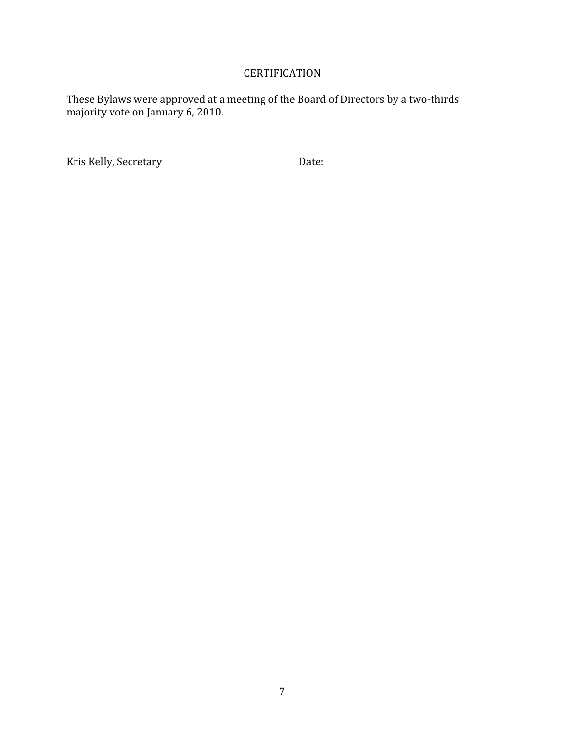# CERTIFICATION

These Bylaws were approved at a meeting of the Board of Directors by a two-thirds majority vote on January 6, 2010.

______________________________________________________________________________

Kris Kelly, Secretary                                        Date: